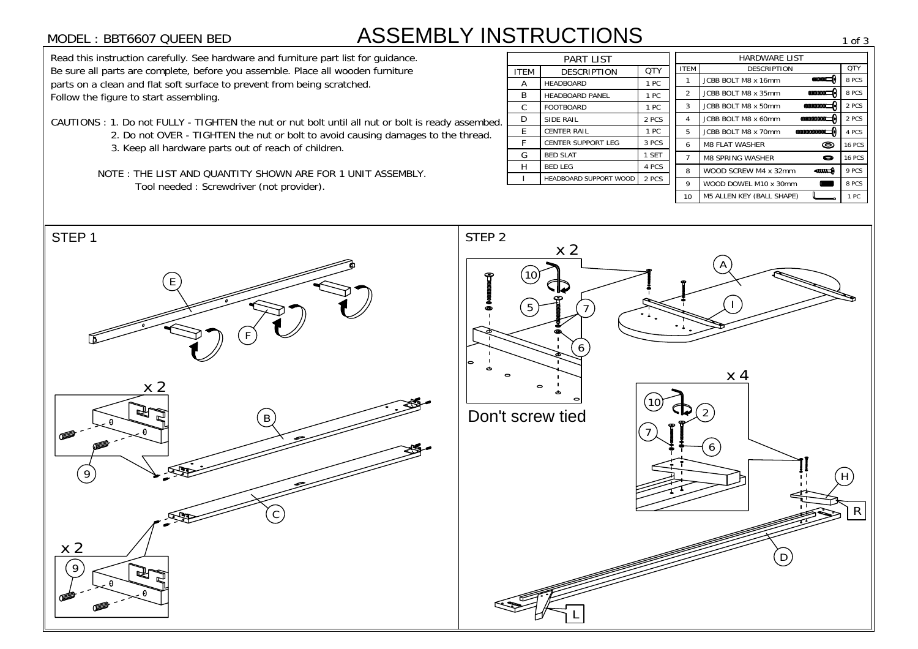MODEL : BBT6607 QUEEN BED

# ASSEMBLY INSTRUCTIONS

Read this instruction carefully. See hardware and furniture part list for guidance.
Be sure all parts are complete, before you assemble. Place all wooden furniture parts on a clean and flat soft surface to prevent from being scratched.
Follow the figure to start assembling.

CAUTIONS : 1. Do not FULLY - TIGHTEN the nut or nut bolt until all nut or bolt is ready assembed.
2. Do not OVER - TIGHTEN the nut or bolt to avoid causing damages to the thread.
3. Keep all hardware parts out of reach of children.

NOTE : THE LIST AND QUANTITY SHOWN ARE FOR 1 UNIT ASSEMBLY.
Tool needed : Screwdriver (not provider).

**PART LIST**

| ITEM | DESCRIPTION | QTY |
|---|---|---|
| A | HEADBOARD | 1 PC |
| B | HEADBOARD PANEL | 1 PC |
| C | FOOTBOARD | 1 PC |
| D | SIDE RAIL | 2 PCS |
| E | CENTER RAIL | 1 PC |
| F | CENTER SUPPORT LEG | 3 PCS |
| G | BED SLAT | 1 SET |
| H | BED LEG | 4 PCS |
| I | HEADBOARD SUPPORT WOOD | 2 PCS |

**HARDWARE LIST**

| ITEM | DESCRIPTION | QTY |
|---|---|---|
| 1 | JCBB BOLT M8 x 16mm | 8 PCS |
| 2 | JCBB BOLT M8 x 35mm | 8 PCS |
| 3 | JCBB BOLT M8 x 50mm | 2 PCS |
| 4 | JCBB BOLT M8 x 60mm | 2 PCS |
| 5 | JCBB BOLT M8 x 70mm | 4 PCS |
| 6 | M8 FLAT WASHER | 16 PCS |
| 7 | M8 SPRING WASHER | 16 PCS |
| 8 | WOOD SCREW M4 x 32mm | 9 PCS |
| 9 | WOOD DOWEL M10 x 30mm | 8 PCS |
| 10 | M5 ALLEN KEY (BALL SHAPE) | 1 PC |

## STEP 1

E, F, B, C, 9, x 2, x 2

## STEP 2

x 2, 10, 5, 7, 6, A, I

Don't screw tied

x 4, 10, 2, 7, 6, H, R, D, L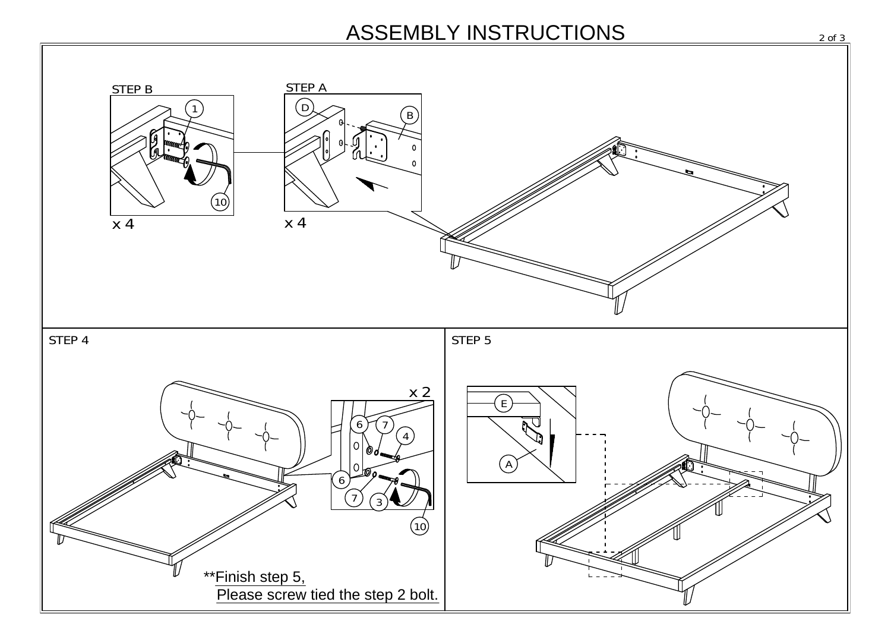# ASSEMBLY INSTRUCTIONS

STEP B

1

10

x 4

STEP A

D

B

x 4

STEP 4

x 2

6

7

4

6

7

3

10

**Finish step 5,
Please screw tied the step 2 bolt.

STEP 5

E

A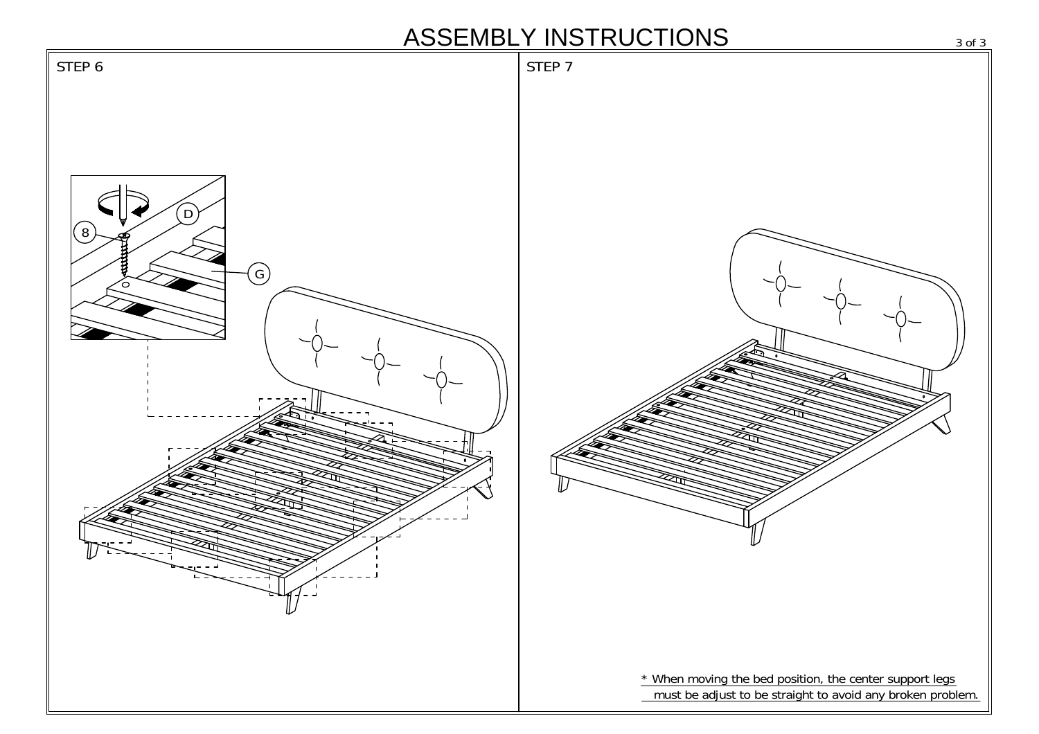# ASSEMBLY INSTRUCTIONS

## STEP 6

D

8

G

## STEP 7

* When moving the bed position, the center support legs must be adjust to be straight to avoid any broken problem.